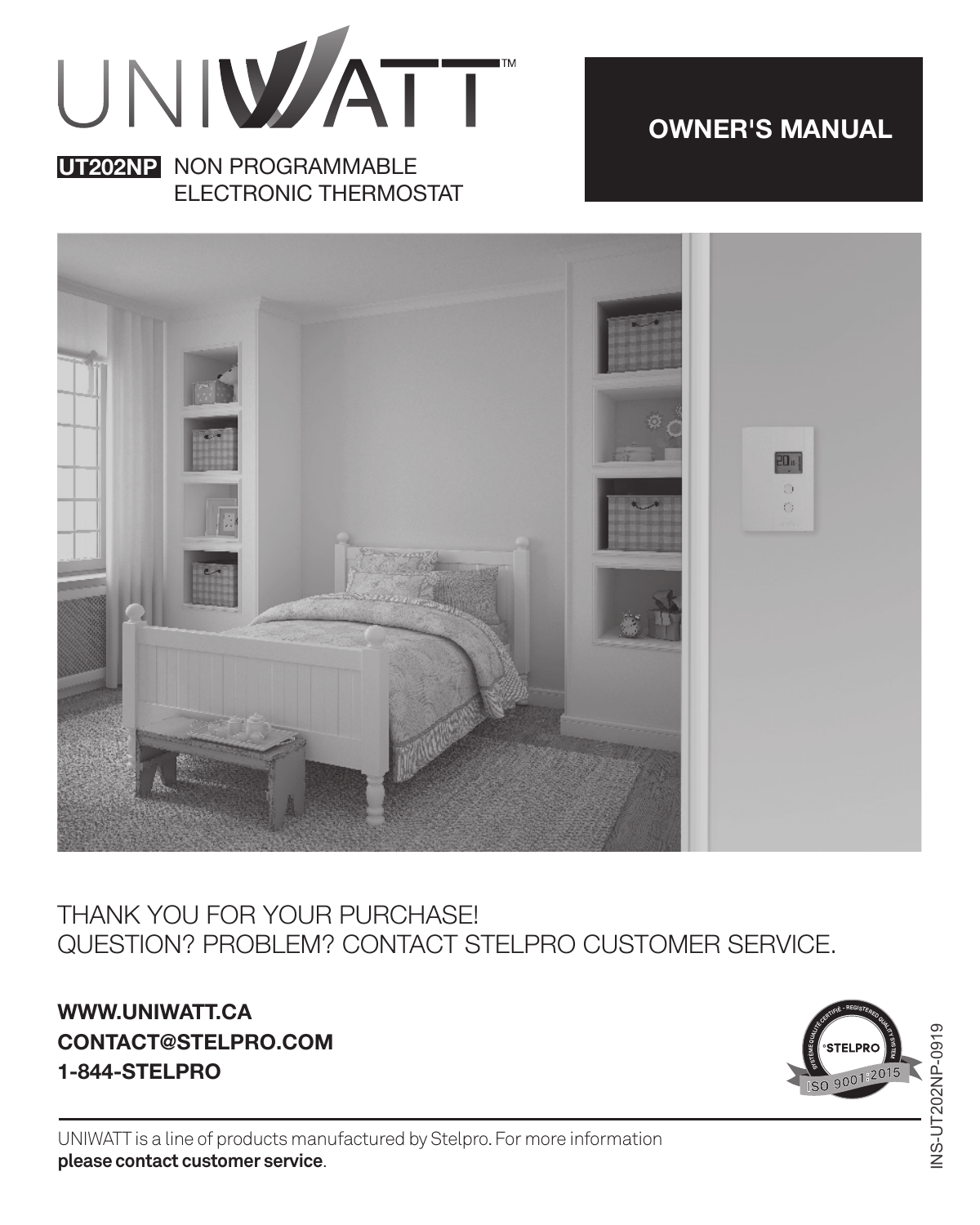# UNIWATT™

**UT202NP** NON PROGRAMMABLE ELECTRONIC THERMOSTAT

## OWNER'S MANUAL

THANK YOU FOR YOUR PURCHASE!
QUESTION? PROBLEM? CONTACT STELPRO CUSTOMER SERVICE.

**WWW.UNIWATT.CA**
**CONTACT@STELPRO.COM**
**1-844-STELPRO**

UNIWATT is a line of products manufactured by Stelpro. For more information **please contact customer service**.

INS-UT202NP-0919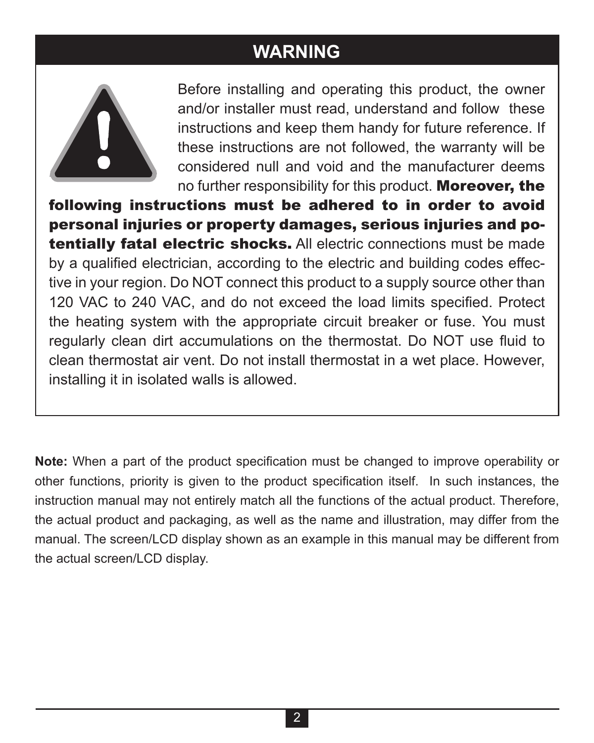## WARNING

Before installing and operating this product, the owner and/or installer must read, understand and follow these instructions and keep them handy for future reference. If these instructions are not followed, the warranty will be considered null and void and the manufacturer deems no further responsibility for this product. **Moreover, the following instructions must be adhered to in order to avoid personal injuries or property damages, serious injuries and potentially fatal electric shocks.** All electric connections must be made by a qualified electrician, according to the electric and building codes effective in your region. Do NOT connect this product to a supply source other than 120 VAC to 240 VAC, and do not exceed the load limits specified. Protect the heating system with the appropriate circuit breaker or fuse. You must regularly clean dirt accumulations on the thermostat. Do NOT use fluid to clean thermostat air vent. Do not install thermostat in a wet place. However, installing it in isolated walls is allowed.

**Note:** When a part of the product specification must be changed to improve operability or other functions, priority is given to the product specification itself. In such instances, the instruction manual may not entirely match all the functions of the actual product. Therefore, the actual product and packaging, as well as the name and illustration, may differ from the manual. The screen/LCD display shown as an example in this manual may be different from the actual screen/LCD display.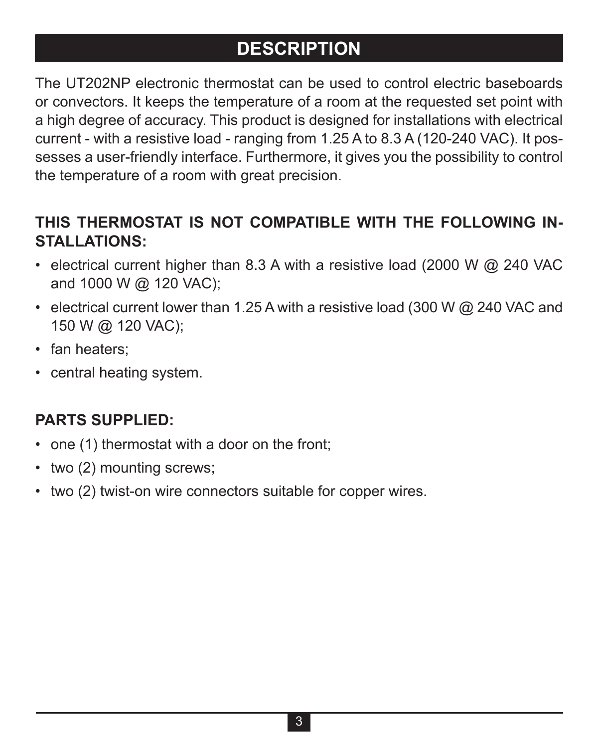# DESCRIPTION

The UT202NP electronic thermostat can be used to control electric baseboards or convectors. It keeps the temperature of a room at the requested set point with a high degree of accuracy. This product is designed for installations with electrical current - with a resistive load - ranging from 1.25 A to 8.3 A (120-240 VAC). It possesses a user-friendly interface. Furthermore, it gives you the possibility to control the temperature of a room with great precision.

**THIS THERMOSTAT IS NOT COMPATIBLE WITH THE FOLLOWING INSTALLATIONS:**

- electrical current higher than 8.3 A with a resistive load (2000 W @ 240 VAC and 1000 W @ 120 VAC);
- electrical current lower than 1.25 A with a resistive load (300 W @ 240 VAC and 150 W @ 120 VAC);
- fan heaters;
- central heating system.

**PARTS SUPPLIED:**

- one (1) thermostat with a door on the front;
- two (2) mounting screws;
- two (2) twist-on wire connectors suitable for copper wires.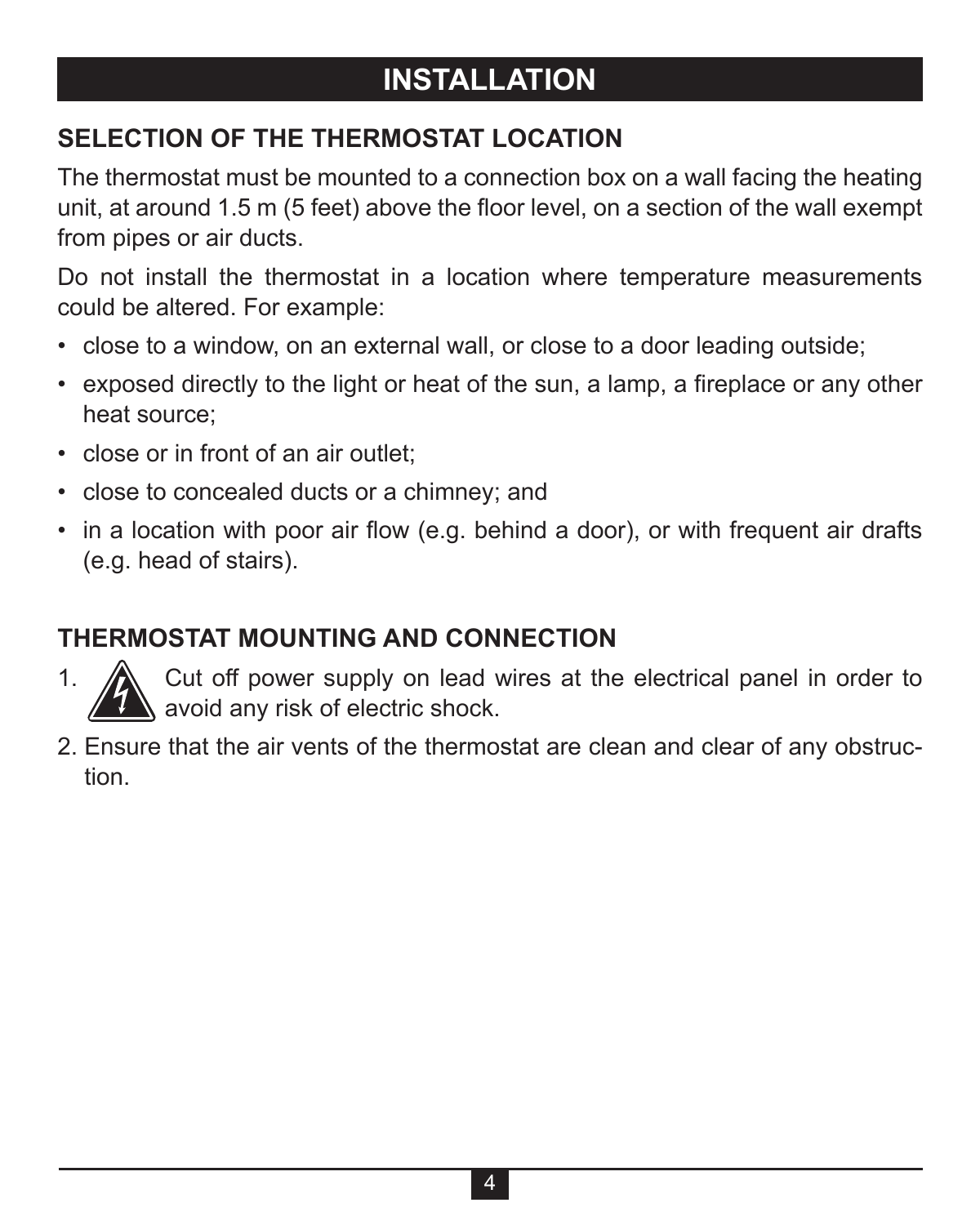# INSTALLATION

## SELECTION OF THE THERMOSTAT LOCATION

The thermostat must be mounted to a connection box on a wall facing the heating unit, at around 1.5 m (5 feet) above the floor level, on a section of the wall exempt from pipes or air ducts.

Do not install the thermostat in a location where temperature measurements could be altered. For example:

- close to a window, on an external wall, or close to a door leading outside;
- exposed directly to the light or heat of the sun, a lamp, a fireplace or any other heat source;
- close or in front of an air outlet;
- close to concealed ducts or a chimney; and
- in a location with poor air flow (e.g. behind a door), or with frequent air drafts (e.g. head of stairs).

## THERMOSTAT MOUNTING AND CONNECTION

1. Cut off power supply on lead wires at the electrical panel in order to avoid any risk of electric shock.
2. Ensure that the air vents of the thermostat are clean and clear of any obstruction.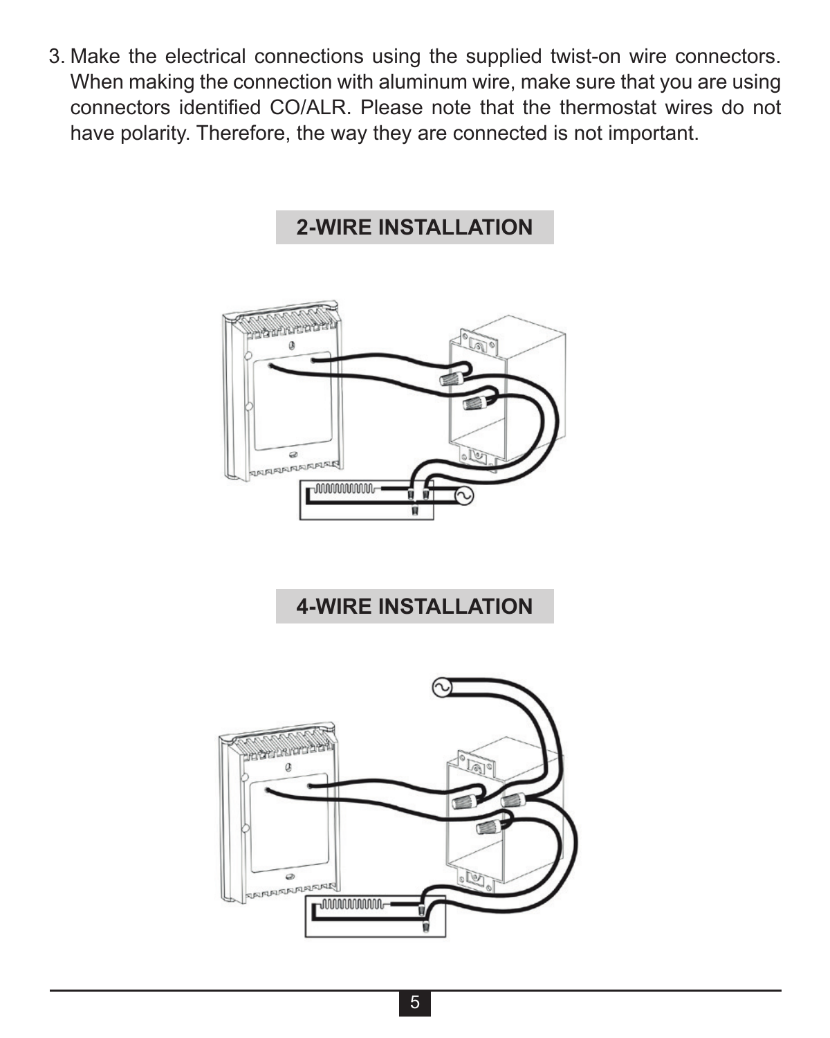3. Make the electrical connections using the supplied twist-on wire connectors. When making the connection with aluminum wire, make sure that you are using connectors identified CO/ALR. Please note that the thermostat wires do not have polarity. Therefore, the way they are connected is not important.

## 2-WIRE INSTALLATION

## 4-WIRE INSTALLATION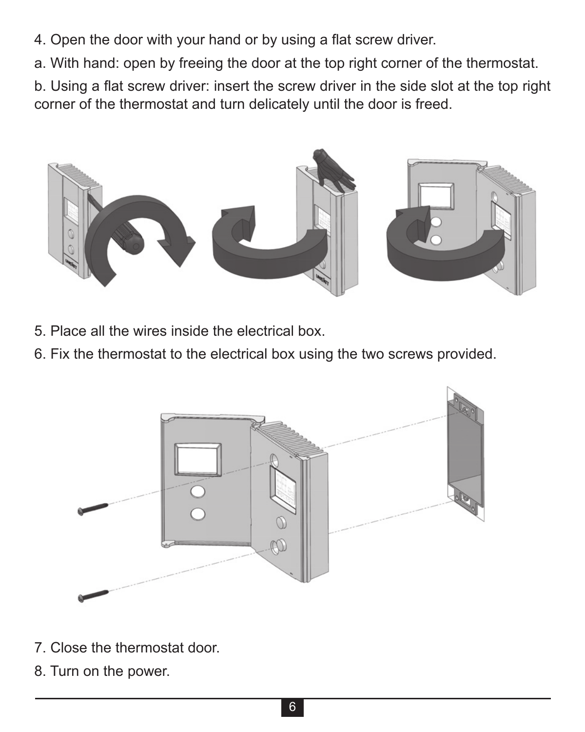4. Open the door with your hand or by using a flat screw driver.

a. With hand: open by freeing the door at the top right corner of the thermostat.

b. Using a flat screw driver: insert the screw driver in the side slot at the top right corner of the thermostat and turn delicately until the door is freed.

5. Place all the wires inside the electrical box.

6. Fix the thermostat to the electrical box using the two screws provided.

7. Close the thermostat door.

8. Turn on the power.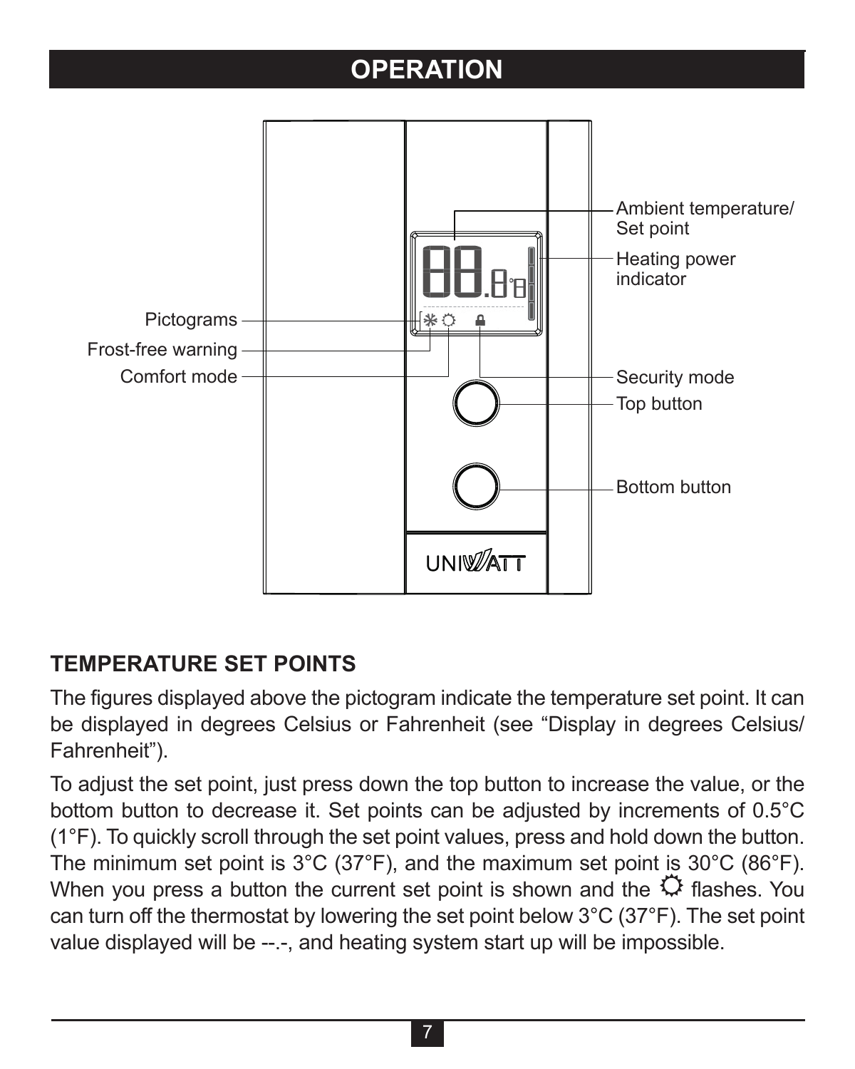# OPERATION

Ambient temperature/ Set point

Heating power indicator

Pictograms

Frost-free warning

Comfort mode

Security mode

Top button

Bottom button

## TEMPERATURE SET POINTS

The figures displayed above the pictogram indicate the temperature set point. It can be displayed in degrees Celsius or Fahrenheit (see "Display in degrees Celsius/ Fahrenheit").

To adjust the set point, just press down the top button to increase the value, or the bottom button to decrease it. Set points can be adjusted by increments of 0.5°C (1°F). To quickly scroll through the set point values, press and hold down the button. The minimum set point is 3°C (37°F), and the maximum set point is 30°C (86°F). When you press a button the current set point is shown and the ☼ flashes. You can turn off the thermostat by lowering the set point below 3°C (37°F). The set point value displayed will be --.-, and heating system start up will be impossible.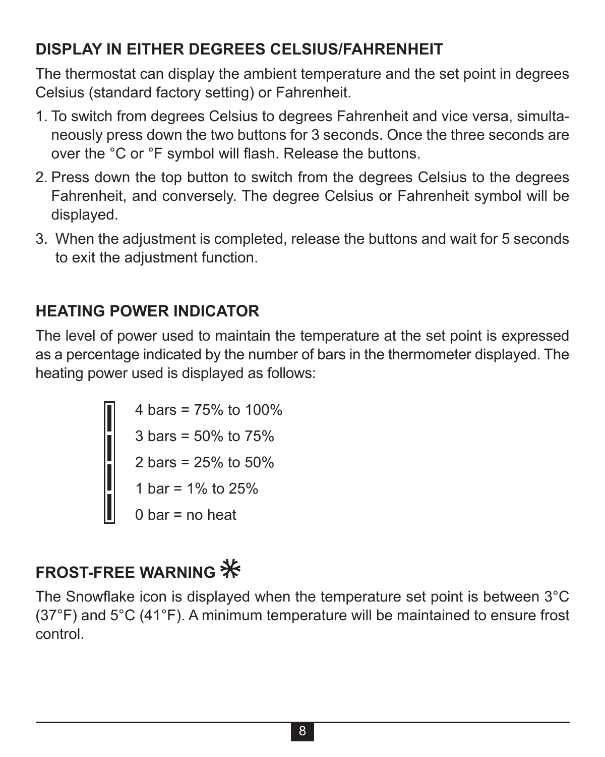## DISPLAY IN EITHER DEGREES CELSIUS/FAHRENHEIT

The thermostat can display the ambient temperature and the set point in degrees Celsius (standard factory setting) or Fahrenheit.

1. To switch from degrees Celsius to degrees Fahrenheit and vice versa, simultaneously press down the two buttons for 3 seconds. Once the three seconds are over the °C or °F symbol will flash. Release the buttons.
2. Press down the top button to switch from the degrees Celsius to the degrees Fahrenheit, and conversely. The degree Celsius or Fahrenheit symbol will be displayed.
3. When the adjustment is completed, release the buttons and wait for 5 seconds to exit the adjustment function.

## HEATING POWER INDICATOR

The level of power used to maintain the temperature at the set point is expressed as a percentage indicated by the number of bars in the thermometer displayed. The heating power used is displayed as follows:

- 4 bars = 75% to 100%
- 3 bars = 50% to 75%
- 2 bars = 25% to 50%
- 1 bar = 1% to 25%
- 0 bar = no heat

## FROST-FREE WARNING ❄

The Snowflake icon is displayed when the temperature set point is between 3°C (37°F) and 5°C (41°F). A minimum temperature will be maintained to ensure frost control.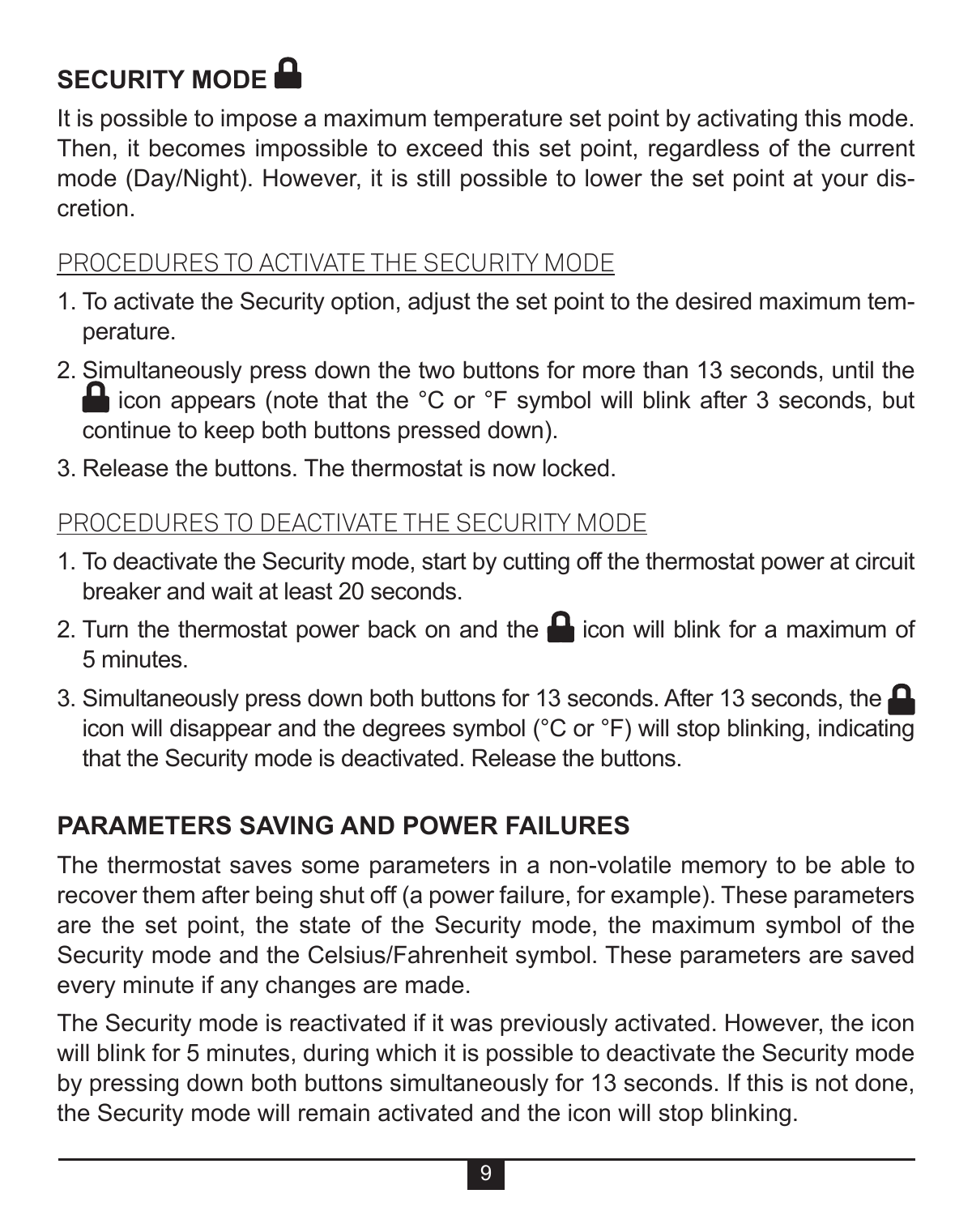## SECURITY MODE 🔒

It is possible to impose a maximum temperature set point by activating this mode. Then, it becomes impossible to exceed this set point, regardless of the current mode (Day/Night). However, it is still possible to lower the set point at your discretion.

### PROCEDURES TO ACTIVATE THE SECURITY MODE

1. To activate the Security option, adjust the set point to the desired maximum temperature.
2. Simultaneously press down the two buttons for more than 13 seconds, until the 🔒 icon appears (note that the °C or °F symbol will blink after 3 seconds, but continue to keep both buttons pressed down).
3. Release the buttons. The thermostat is now locked.

### PROCEDURES TO DEACTIVATE THE SECURITY MODE

1. To deactivate the Security mode, start by cutting off the thermostat power at circuit breaker and wait at least 20 seconds.
2. Turn the thermostat power back on and the 🔒 icon will blink for a maximum of 5 minutes.
3. Simultaneously press down both buttons for 13 seconds. After 13 seconds, the 🔒 icon will disappear and the degrees symbol (°C or °F) will stop blinking, indicating that the Security mode is deactivated. Release the buttons.

## PARAMETERS SAVING AND POWER FAILURES

The thermostat saves some parameters in a non-volatile memory to be able to recover them after being shut off (a power failure, for example). These parameters are the set point, the state of the Security mode, the maximum symbol of the Security mode and the Celsius/Fahrenheit symbol. These parameters are saved every minute if any changes are made.

The Security mode is reactivated if it was previously activated. However, the icon will blink for 5 minutes, during which it is possible to deactivate the Security mode by pressing down both buttons simultaneously for 13 seconds. If this is not done, the Security mode will remain activated and the icon will stop blinking.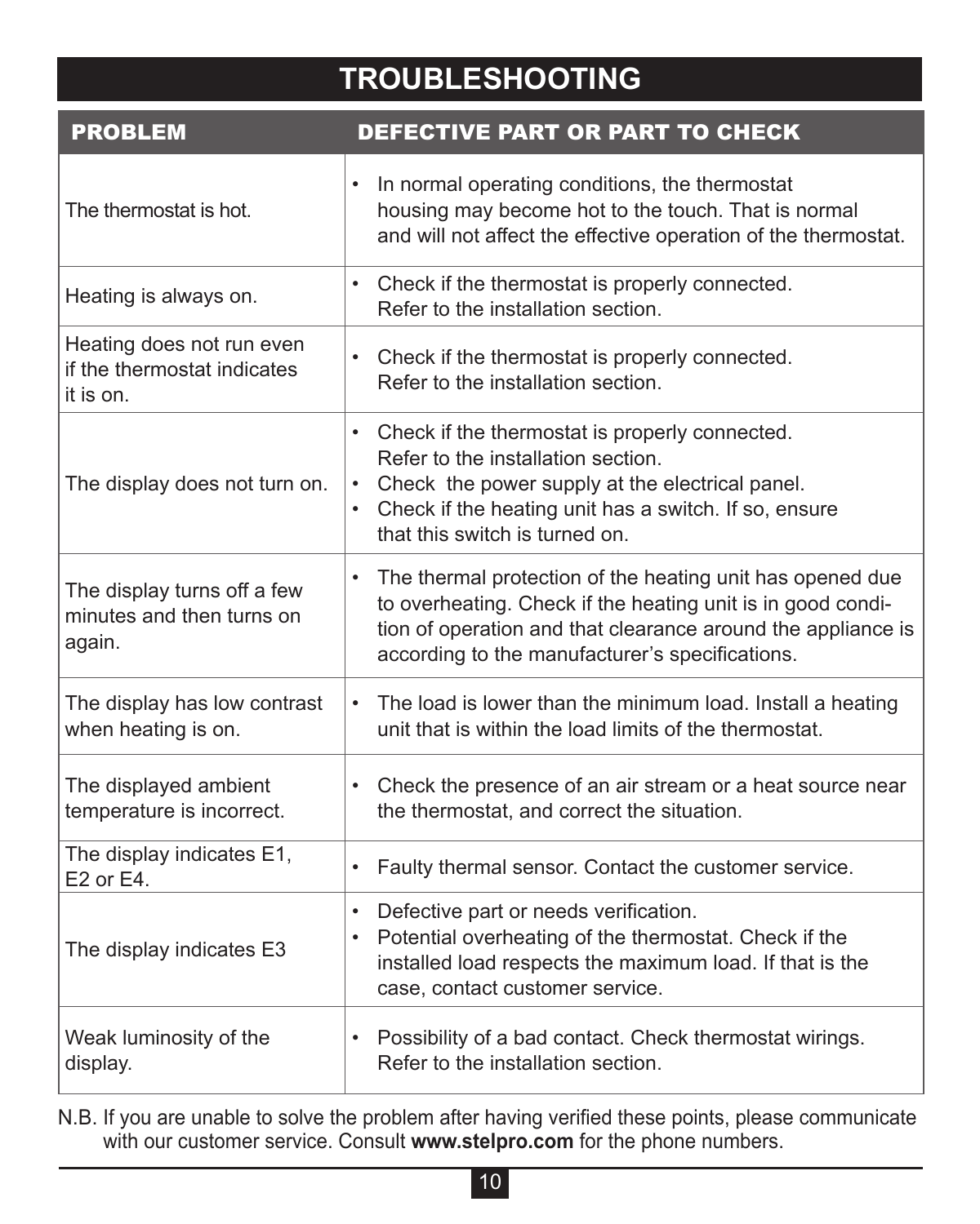# TROUBLESHOOTING

| PROBLEM | DEFECTIVE PART OR PART TO CHECK |
| --- | --- |
| The thermostat is hot. | • In normal operating conditions, the thermostat housing may become hot to the touch. That is normal and will not affect the effective operation of the thermostat. |
| Heating is always on. | • Check if the thermostat is properly connected. Refer to the installation section. |
| Heating does not run even if the thermostat indicates it is on. | • Check if the thermostat is properly connected. Refer to the installation section. |
| The display does not turn on. | • Check if the thermostat is properly connected. Refer to the installation section.<br>• Check the power supply at the electrical panel.<br>• Check if the heating unit has a switch. If so, ensure that this switch is turned on. |
| The display turns off a few minutes and then turns on again. | • The thermal protection of the heating unit has opened due to overheating. Check if the heating unit is in good condition of operation and that clearance around the appliance is according to the manufacturer's specifications. |
| The display has low contrast when heating is on. | • The load is lower than the minimum load. Install a heating unit that is within the load limits of the thermostat. |
| The displayed ambient temperature is incorrect. | • Check the presence of an air stream or a heat source near the thermostat, and correct the situation. |
| The display indicates E1, E2 or E4. | • Faulty thermal sensor. Contact the customer service. |
| The display indicates E3 | • Defective part or needs verification.<br>• Potential overheating of the thermostat. Check if the installed load respects the maximum load. If that is the case, contact customer service. |
| Weak luminosity of the display. | • Possibility of a bad contact. Check thermostat wirings. Refer to the installation section. |

N.B. If you are unable to solve the problem after having verified these points, please communicate with our customer service. Consult **www.stelpro.com** for the phone numbers.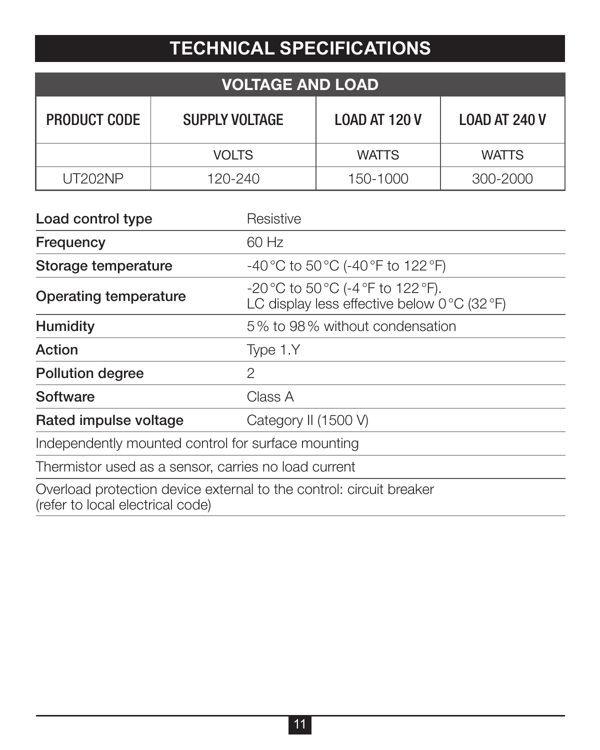# TECHNICAL SPECIFICATIONS

| VOLTAGE AND LOAD | | | |
|---|---|---|---|
| PRODUCT CODE | SUPPLY VOLTAGE | LOAD AT 120 V | LOAD AT 240 V |
| | VOLTS | WATTS | WATTS |
| UT202NP | 120-240 | 150-1000 | 300-2000 |

| | |
|---|---|
| **Load control type** | Resistive |
| **Frequency** | 60 Hz |
| **Storage temperature** | -40 °C to 50 °C (-40 °F to 122 °F) |
| **Operating temperature** | -20 °C to 50 °C (-4 °F to 122 °F). LC display less effective below 0 °C (32 °F) |
| **Humidity** | 5 % to 98 % without condensation |
| **Action** | Type 1.Y |
| **Pollution degree** | 2 |
| **Software** | Class A |
| **Rated impulse voltage** | Category II (1500 V) |

Independently mounted control for surface mounting

Thermistor used as a sensor, carries no load current

Overload protection device external to the control: circuit breaker (refer to local electrical code)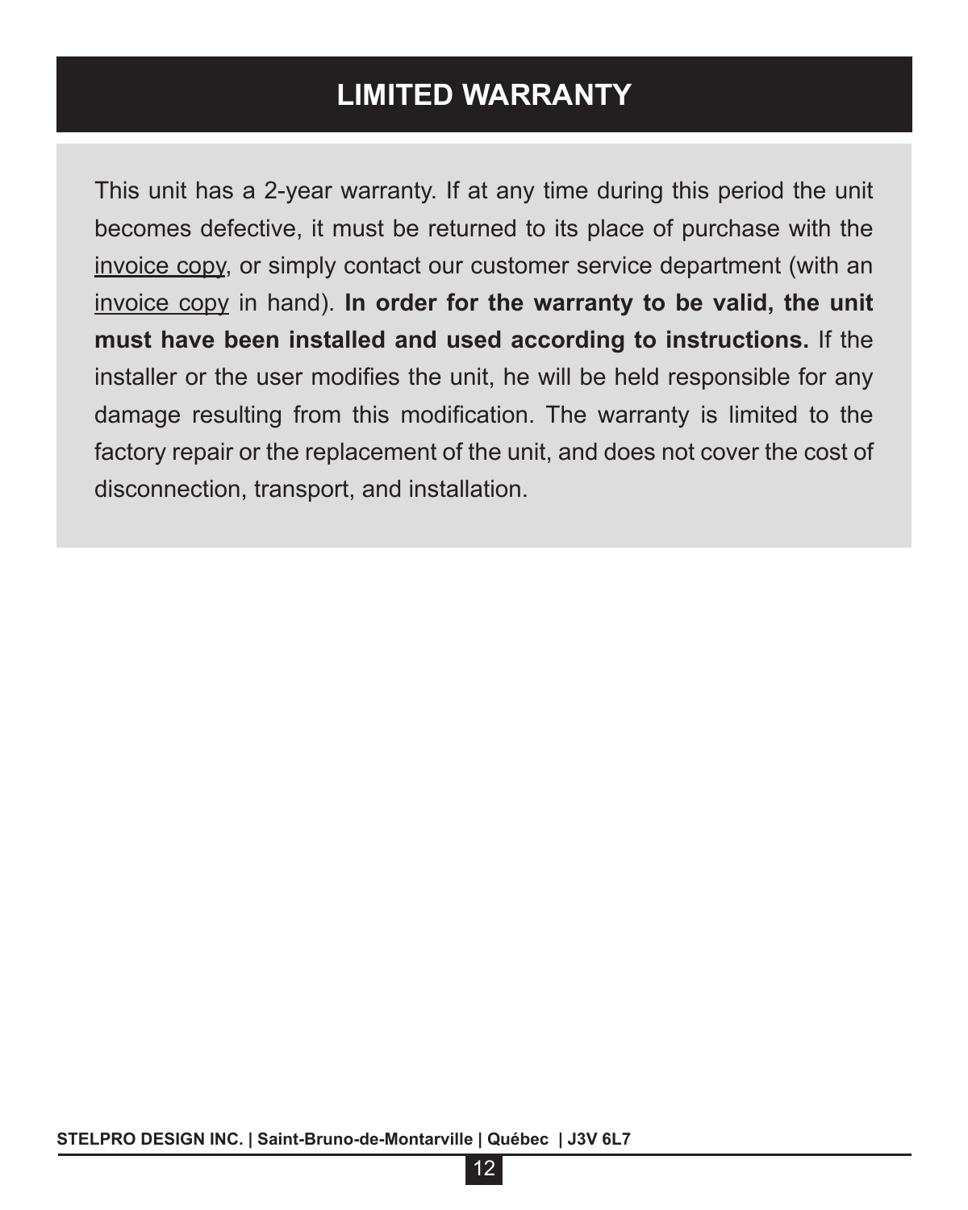# LIMITED WARRANTY

This unit has a 2-year warranty. If at any time during this period the unit becomes defective, it must be returned to its place of purchase with the <u>invoice copy</u>, or simply contact our customer service department (with an <u>invoice copy</u> in hand). **In order for the warranty to be valid, the unit must have been installed and used according to instructions.** If the installer or the user modifies the unit, he will be held responsible for any damage resulting from this modification. The warranty is limited to the factory repair or the replacement of the unit, and does not cover the cost of disconnection, transport, and installation.

**STELPRO DESIGN INC. | Saint-Bruno-de-Montarville | Québec | J3V 6L7**